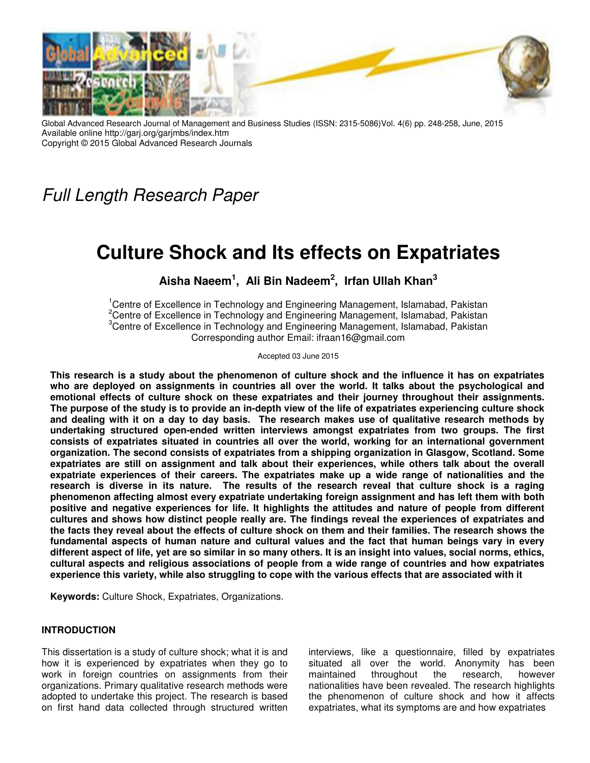Global Advanced Research Journal of Management and Business Studies (ISSN: 2315-5086)Vol. 4(6) pp. 248-258, June, 2015
Available online http://garj.org/garjmbs/index.htm
Copyright © 2015 Global Advanced Research Journals

*Full Length Research Paper*

# Culture Shock and Its effects on Expatriates

**Aisha Naeem[1], Ali Bin Nadeem[2], Irfan Ullah Khan[3]**

[1]Centre of Excellence in Technology and Engineering Management, Islamabad, Pakistan
[2]Centre of Excellence in Technology and Engineering Management, Islamabad, Pakistan
[3]Centre of Excellence in Technology and Engineering Management, Islamabad, Pakistan
Corresponding author Email: ifraan16@gmail.com

Accepted 03 June 2015

**This research is a study about the phenomenon of culture shock and the influence it has on expatriates who are deployed on assignments in countries all over the world. It talks about the psychological and emotional effects of culture shock on these expatriates and their journey throughout their assignments. The purpose of the study is to provide an in-depth view of the life of expatriates experiencing culture shock and dealing with it on a day to day basis. The research makes use of qualitative research methods by undertaking structured open-ended written interviews amongst expatriates from two groups. The first consists of expatriates situated in countries all over the world, working for an international government organization. The second consists of expatriates from a shipping organization in Glasgow, Scotland. Some expatriates are still on assignment and talk about their experiences, while others talk about the overall expatriate experiences of their careers. The expatriates make up a wide range of nationalities and the research is diverse in its nature. The results of the research reveal that culture shock is a raging phenomenon affecting almost every expatriate undertaking foreign assignment and has left them with both positive and negative experiences for life. It highlights the attitudes and nature of people from different cultures and shows how distinct people really are. The findings reveal the experiences of expatriates and the facts they reveal about the effects of culture shock on them and their families. The research shows the fundamental aspects of human nature and cultural values and the fact that human beings vary in every different aspect of life, yet are so similar in so many others. It is an insight into values, social norms, ethics, cultural aspects and religious associations of people from a wide range of countries and how expatriates experience this variety, while also struggling to cope with the various effects that are associated with it**

**Keywords:** Culture Shock, Expatriates, Organizations.

## INTRODUCTION

This dissertation is a study of culture shock; what it is and how it is experienced by expatriates when they go to work in foreign countries on assignments from their organizations. Primary qualitative research methods were adopted to undertake this project. The research is based on first hand data collected through structured written interviews, like a questionnaire, filled by expatriates situated all over the world. Anonymity has been maintained throughout the research, however nationalities have been revealed. The research highlights the phenomenon of culture shock and how it affects expatriates, what its symptoms are and how expatriates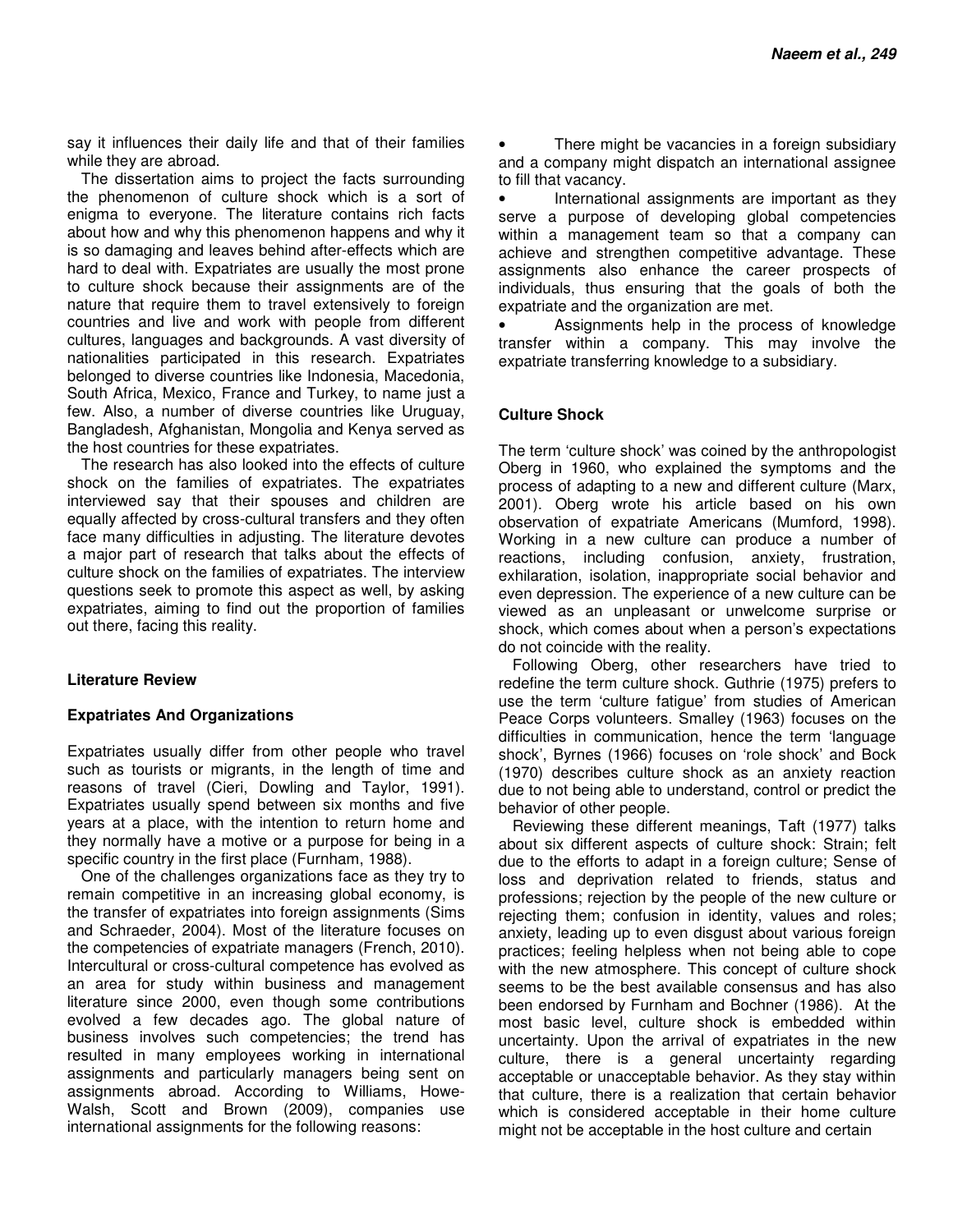say it influences their daily life and that of their families while they are abroad.

The dissertation aims to project the facts surrounding the phenomenon of culture shock which is a sort of enigma to everyone. The literature contains rich facts about how and why this phenomenon happens and why it is so damaging and leaves behind after-effects which are hard to deal with. Expatriates are usually the most prone to culture shock because their assignments are of the nature that require them to travel extensively to foreign countries and live and work with people from different cultures, languages and backgrounds. A vast diversity of nationalities participated in this research. Expatriates belonged to diverse countries like Indonesia, Macedonia, South Africa, Mexico, France and Turkey, to name just a few. Also, a number of diverse countries like Uruguay, Bangladesh, Afghanistan, Mongolia and Kenya served as the host countries for these expatriates.

The research has also looked into the effects of culture shock on the families of expatriates. The expatriates interviewed say that their spouses and children are equally affected by cross-cultural transfers and they often face many difficulties in adjusting. The literature devotes a major part of research that talks about the effects of culture shock on the families of expatriates. The interview questions seek to promote this aspect as well, by asking expatriates, aiming to find out the proportion of families out there, facing this reality.

## Literature Review

### Expatriates And Organizations

Expatriates usually differ from other people who travel such as tourists or migrants, in the length of time and reasons of travel (Cieri, Dowling and Taylor, 1991). Expatriates usually spend between six months and five years at a place, with the intention to return home and they normally have a motive or a purpose for being in a specific country in the first place (Furnham, 1988).

One of the challenges organizations face as they try to remain competitive in an increasing global economy, is the transfer of expatriates into foreign assignments (Sims and Schraeder, 2004). Most of the literature focuses on the competencies of expatriate managers (French, 2010). Intercultural or cross-cultural competence has evolved as an area for study within business and management literature since 2000, even though some contributions evolved a few decades ago. The global nature of business involves such competencies; the trend has resulted in many employees working in international assignments and particularly managers being sent on assignments abroad. According to Williams, Howe-Walsh, Scott and Brown (2009), companies use international assignments for the following reasons:

- There might be vacancies in a foreign subsidiary and a company might dispatch an international assignee to fill that vacancy.
- International assignments are important as they serve a purpose of developing global competencies within a management team so that a company can achieve and strengthen competitive advantage. These assignments also enhance the career prospects of individuals, thus ensuring that the goals of both the expatriate and the organization are met.
- Assignments help in the process of knowledge transfer within a company. This may involve the expatriate transferring knowledge to a subsidiary.

### Culture Shock

The term 'culture shock' was coined by the anthropologist Oberg in 1960, who explained the symptoms and the process of adapting to a new and different culture (Marx, 2001). Oberg wrote his article based on his own observation of expatriate Americans (Mumford, 1998). Working in a new culture can produce a number of reactions, including confusion, anxiety, frustration, exhilaration, isolation, inappropriate social behavior and even depression. The experience of a new culture can be viewed as an unpleasant or unwelcome surprise or shock, which comes about when a person's expectations do not coincide with the reality.

Following Oberg, other researchers have tried to redefine the term culture shock. Guthrie (1975) prefers to use the term 'culture fatigue' from studies of American Peace Corps volunteers. Smalley (1963) focuses on the difficulties in communication, hence the term 'language shock', Byrnes (1966) focuses on 'role shock' and Bock (1970) describes culture shock as an anxiety reaction due to not being able to understand, control or predict the behavior of other people.

Reviewing these different meanings, Taft (1977) talks about six different aspects of culture shock: Strain; felt due to the efforts to adapt in a foreign culture; Sense of loss and deprivation related to friends, status and professions; rejection by the people of the new culture or rejecting them; confusion in identity, values and roles; anxiety, leading up to even disgust about various foreign practices; feeling helpless when not being able to cope with the new atmosphere. This concept of culture shock seems to be the best available consensus and has also been endorsed by Furnham and Bochner (1986). At the most basic level, culture shock is embedded within uncertainty. Upon the arrival of expatriates in the new culture, there is a general uncertainty regarding acceptable or unacceptable behavior. As they stay within that culture, there is a realization that certain behavior which is considered acceptable in their home culture might not be acceptable in the host culture and certain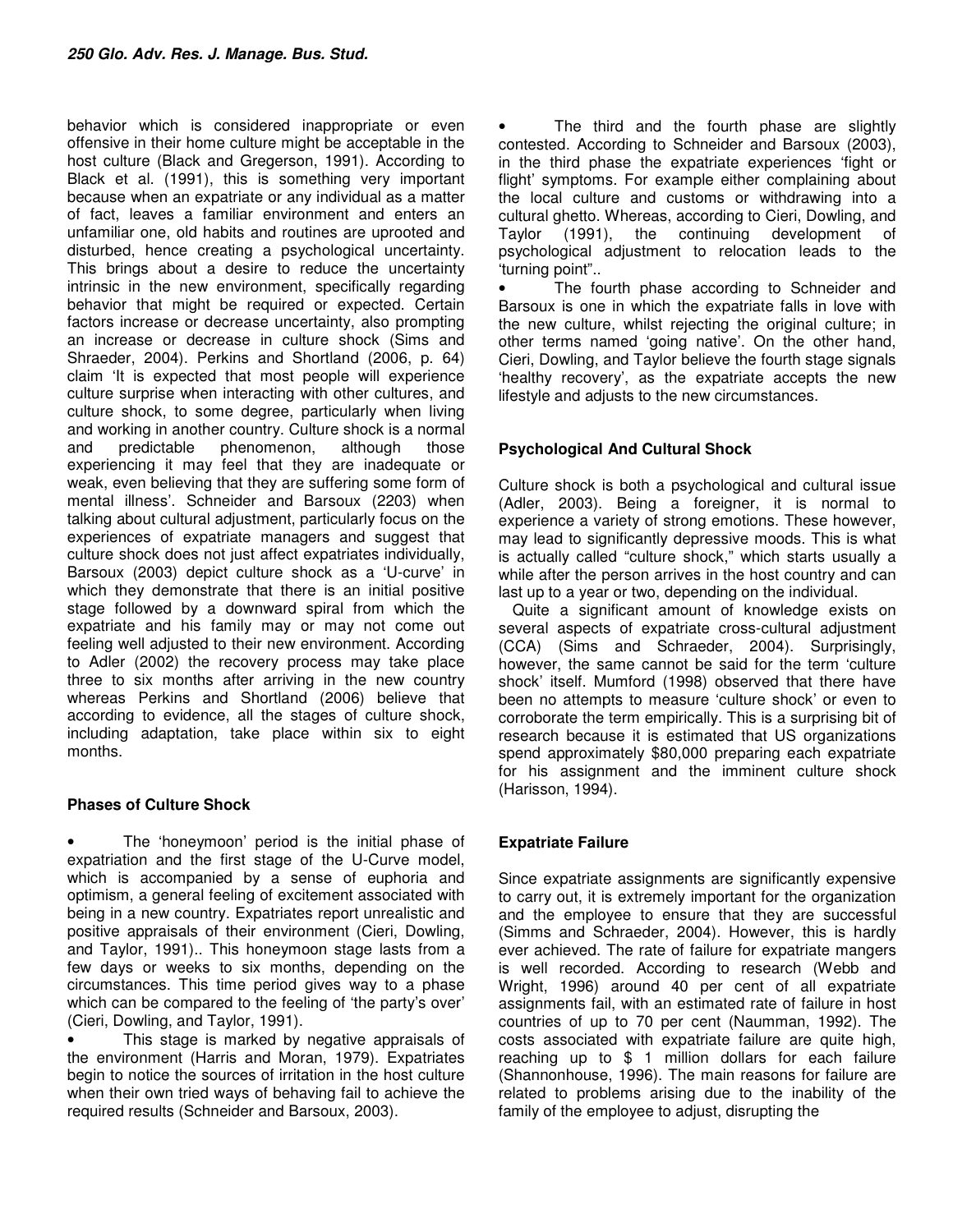behavior which is considered inappropriate or even offensive in their home culture might be acceptable in the host culture (Black and Gregerson, 1991). According to Black et al. (1991), this is something very important because when an expatriate or any individual as a matter of fact, leaves a familiar environment and enters an unfamiliar one, old habits and routines are uprooted and disturbed, hence creating a psychological uncertainty. This brings about a desire to reduce the uncertainty intrinsic in the new environment, specifically regarding behavior that might be required or expected. Certain factors increase or decrease uncertainty, also prompting an increase or decrease in culture shock (Sims and Shraeder, 2004). Perkins and Shortland (2006, p. 64) claim 'It is expected that most people will experience culture surprise when interacting with other cultures, and culture shock, to some degree, particularly when living and working in another country. Culture shock is a normal and predictable phenomenon, although those experiencing it may feel that they are inadequate or weak, even believing that they are suffering some form of mental illness'. Schneider and Barsoux (2203) when talking about cultural adjustment, particularly focus on the experiences of expatriate managers and suggest that culture shock does not just affect expatriates individually, Barsoux (2003) depict culture shock as a 'U-curve' in which they demonstrate that there is an initial positive stage followed by a downward spiral from which the expatriate and his family may or may not come out feeling well adjusted to their new environment. According to Adler (2002) the recovery process may take place three to six months after arriving in the new country whereas Perkins and Shortland (2006) believe that according to evidence, all the stages of culture shock, including adaptation, take place within six to eight months.

## Phases of Culture Shock

- The 'honeymoon' period is the initial phase of expatriation and the first stage of the U-Curve model, which is accompanied by a sense of euphoria and optimism, a general feeling of excitement associated with being in a new country. Expatriates report unrealistic and positive appraisals of their environment (Cieri, Dowling, and Taylor, 1991).. This honeymoon stage lasts from a few days or weeks to six months, depending on the circumstances. This time period gives way to a phase which can be compared to the feeling of 'the party's over' (Cieri, Dowling, and Taylor, 1991).
- This stage is marked by negative appraisals of the environment (Harris and Moran, 1979). Expatriates begin to notice the sources of irritation in the host culture when their own tried ways of behaving fail to achieve the required results (Schneider and Barsoux, 2003).
- The third and the fourth phase are slightly contested. According to Schneider and Barsoux (2003), in the third phase the expatriate experiences 'fight or flight' symptoms. For example either complaining about the local culture and customs or withdrawing into a cultural ghetto. Whereas, according to Cieri, Dowling, and Taylor (1991), the continuing development of psychological adjustment to relocation leads to the 'turning point"..
- The fourth phase according to Schneider and Barsoux is one in which the expatriate falls in love with the new culture, whilst rejecting the original culture; in other terms named 'going native'. On the other hand, Cieri, Dowling, and Taylor believe the fourth stage signals 'healthy recovery', as the expatriate accepts the new lifestyle and adjusts to the new circumstances.

## Psychological And Cultural Shock

Culture shock is both a psychological and cultural issue (Adler, 2003). Being a foreigner, it is normal to experience a variety of strong emotions. These however, may lead to significantly depressive moods. This is what is actually called "culture shock," which starts usually a while after the person arrives in the host country and can last up to a year or two, depending on the individual.

Quite a significant amount of knowledge exists on several aspects of expatriate cross-cultural adjustment (CCA) (Sims and Schraeder, 2004). Surprisingly, however, the same cannot be said for the term 'culture shock' itself. Mumford (1998) observed that there have been no attempts to measure 'culture shock' or even to corroborate the term empirically. This is a surprising bit of research because it is estimated that US organizations spend approximately $80,000 preparing each expatriate for his assignment and the imminent culture shock (Harisson, 1994).

## Expatriate Failure

Since expatriate assignments are significantly expensive to carry out, it is extremely important for the organization and the employee to ensure that they are successful (Simms and Schraeder, 2004). However, this is hardly ever achieved. The rate of failure for expatriate mangers is well recorded. According to research (Webb and Wright, 1996) around 40 per cent of all expatriate assignments fail, with an estimated rate of failure in host countries of up to 70 per cent (Naumman, 1992). The costs associated with expatriate failure are quite high, reaching up to $ 1 million dollars for each failure (Shannonhouse, 1996). The main reasons for failure are related to problems arising due to the inability of the family of the employee to adjust, disrupting the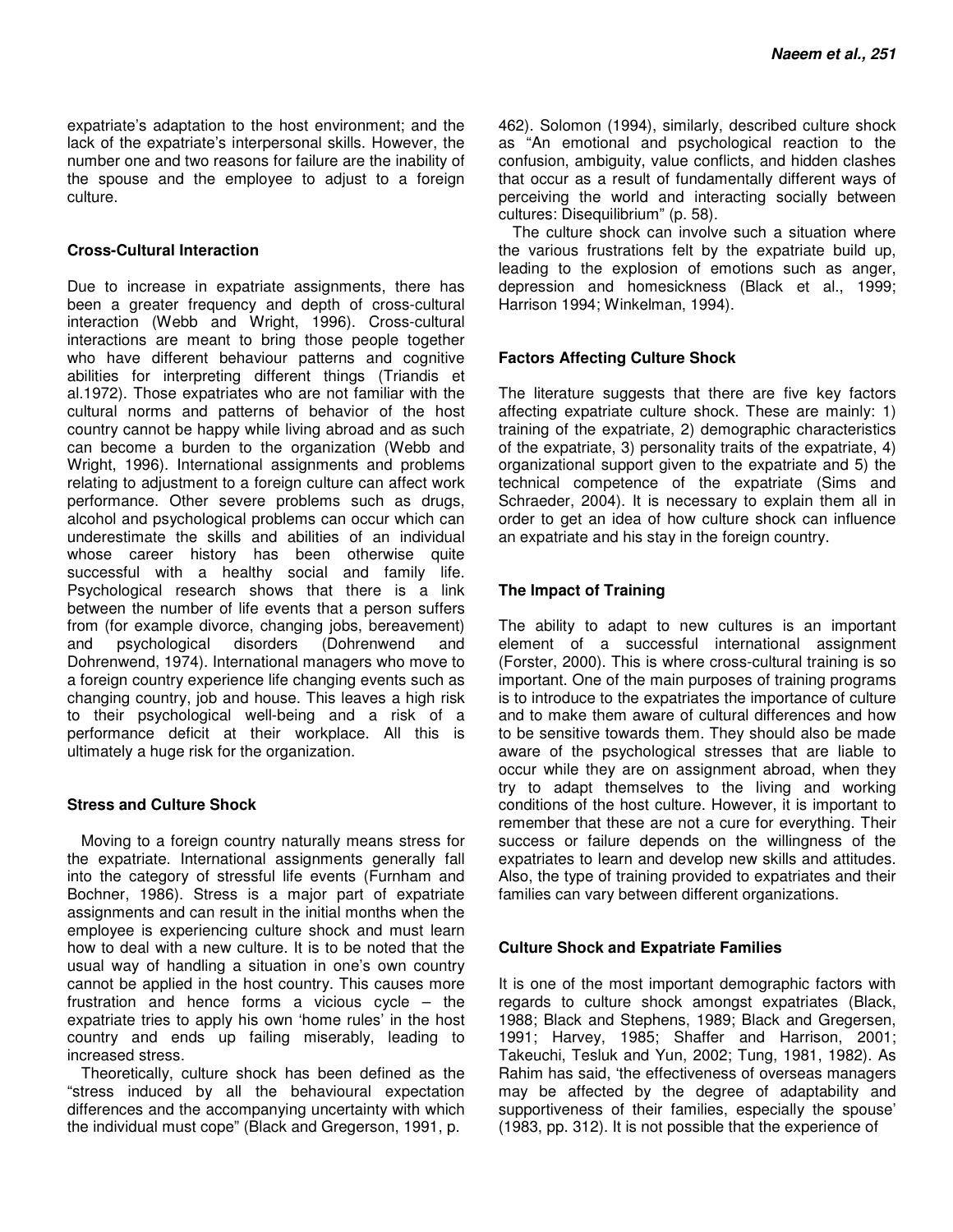expatriate's adaptation to the host environment; and the lack of the expatriate's interpersonal skills. However, the number one and two reasons for failure are the inability of the spouse and the employee to adjust to a foreign culture.

## Cross-Cultural Interaction

Due to increase in expatriate assignments, there has been a greater frequency and depth of cross-cultural interaction (Webb and Wright, 1996). Cross-cultural interactions are meant to bring those people together who have different behaviour patterns and cognitive abilities for interpreting different things (Triandis et al.1972). Those expatriates who are not familiar with the cultural norms and patterns of behavior of the host country cannot be happy while living abroad and as such can become a burden to the organization (Webb and Wright, 1996). International assignments and problems relating to adjustment to a foreign culture can affect work performance. Other severe problems such as drugs, alcohol and psychological problems can occur which can underestimate the skills and abilities of an individual whose career history has been otherwise quite successful with a healthy social and family life. Psychological research shows that there is a link between the number of life events that a person suffers from (for example divorce, changing jobs, bereavement) and psychological disorders (Dohrenwend and Dohrenwend, 1974). International managers who move to a foreign country experience life changing events such as changing country, job and house. This leaves a high risk to their psychological well-being and a risk of a performance deficit at their workplace. All this is ultimately a huge risk for the organization.

## Stress and Culture Shock

Moving to a foreign country naturally means stress for the expatriate. International assignments generally fall into the category of stressful life events (Furnham and Bochner, 1986). Stress is a major part of expatriate assignments and can result in the initial months when the employee is experiencing culture shock and must learn how to deal with a new culture. It is to be noted that the usual way of handling a situation in one's own country cannot be applied in the host country. This causes more frustration and hence forms a vicious cycle – the expatriate tries to apply his own 'home rules' in the host country and ends up failing miserably, leading to increased stress.

Theoretically, culture shock has been defined as the "stress induced by all the behavioural expectation differences and the accompanying uncertainty with which the individual must cope" (Black and Gregerson, 1991, p. 462). Solomon (1994), similarly, described culture shock as "An emotional and psychological reaction to the confusion, ambiguity, value conflicts, and hidden clashes that occur as a result of fundamentally different ways of perceiving the world and interacting socially between cultures: Disequilibrium" (p. 58).

The culture shock can involve such a situation where the various frustrations felt by the expatriate build up, leading to the explosion of emotions such as anger, depression and homesickness (Black et al., 1999; Harrison 1994; Winkelman, 1994).

## Factors Affecting Culture Shock

The literature suggests that there are five key factors affecting expatriate culture shock. These are mainly: 1) training of the expatriate, 2) demographic characteristics of the expatriate, 3) personality traits of the expatriate, 4) organizational support given to the expatriate and 5) the technical competence of the expatriate (Sims and Schraeder, 2004). It is necessary to explain them all in order to get an idea of how culture shock can influence an expatriate and his stay in the foreign country.

## The Impact of Training

The ability to adapt to new cultures is an important element of a successful international assignment (Forster, 2000). This is where cross-cultural training is so important. One of the main purposes of training programs is to introduce to the expatriates the importance of culture and to make them aware of cultural differences and how to be sensitive towards them. They should also be made aware of the psychological stresses that are liable to occur while they are on assignment abroad, when they try to adapt themselves to the living and working conditions of the host culture. However, it is important to remember that these are not a cure for everything. Their success or failure depends on the willingness of the expatriates to learn and develop new skills and attitudes. Also, the type of training provided to expatriates and their families can vary between different organizations.

## Culture Shock and Expatriate Families

It is one of the most important demographic factors with regards to culture shock amongst expatriates (Black, 1988; Black and Stephens, 1989; Black and Gregersen, 1991; Harvey, 1985; Shaffer and Harrison, 2001; Takeuchi, Tesluk and Yun, 2002; Tung, 1981, 1982). As Rahim has said, 'the effectiveness of overseas managers may be affected by the degree of adaptability and supportiveness of their families, especially the spouse' (1983, pp. 312). It is not possible that the experience of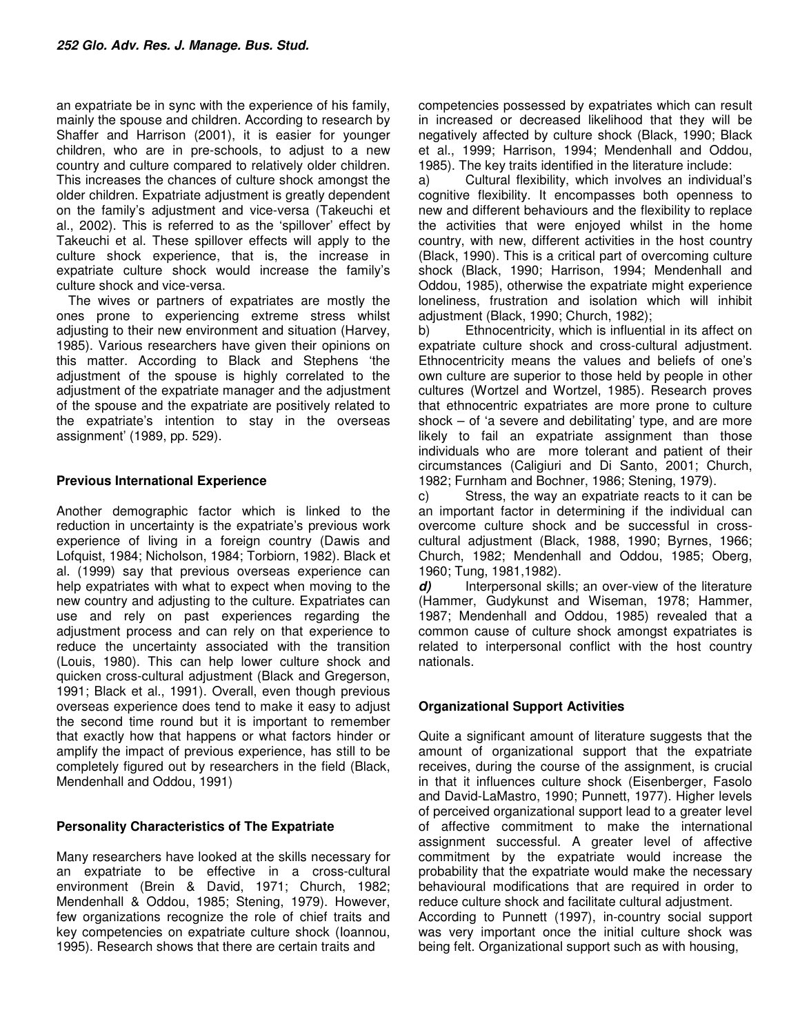an expatriate be in sync with the experience of his family, mainly the spouse and children. According to research by Shaffer and Harrison (2001), it is easier for younger children, who are in pre-schools, to adjust to a new country and culture compared to relatively older children. This increases the chances of culture shock amongst the older children. Expatriate adjustment is greatly dependent on the family's adjustment and vice-versa (Takeuchi et al., 2002). This is referred to as the 'spillover' effect by Takeuchi et al. These spillover effects will apply to the culture shock experience, that is, the increase in expatriate culture shock would increase the family's culture shock and vice-versa.

The wives or partners of expatriates are mostly the ones prone to experiencing extreme stress whilst adjusting to their new environment and situation (Harvey, 1985). Various researchers have given their opinions on this matter. According to Black and Stephens 'the adjustment of the spouse is highly correlated to the adjustment of the expatriate manager and the adjustment of the spouse and the expatriate are positively related to the expatriate's intention to stay in the overseas assignment' (1989, pp. 529).

**Previous International Experience**

Another demographic factor which is linked to the reduction in uncertainty is the expatriate's previous work experience of living in a foreign country (Dawis and Lofquist, 1984; Nicholson, 1984; Torbiorn, 1982). Black et al. (1999) say that previous overseas experience can help expatriates with what to expect when moving to the new country and adjusting to the culture. Expatriates can use and rely on past experiences regarding the adjustment process and can rely on that experience to reduce the uncertainty associated with the transition (Louis, 1980). This can help lower culture shock and quicken cross-cultural adjustment (Black and Gregerson, 1991; Black et al., 1991). Overall, even though previous overseas experience does tend to make it easy to adjust the second time round but it is important to remember that exactly how that happens or what factors hinder or amplify the impact of previous experience, has still to be completely figured out by researchers in the field (Black, Mendenhall and Oddou, 1991)

**Personality Characteristics of The Expatriate**

Many researchers have looked at the skills necessary for an expatriate to be effective in a cross-cultural environment (Brein & David, 1971; Church, 1982; Mendenhall & Oddou, 1985; Stening, 1979). However, few organizations recognize the role of chief traits and key competencies on expatriate culture shock (Ioannou, 1995). Research shows that there are certain traits and competencies possessed by expatriates which can result in increased or decreased likelihood that they will be negatively affected by culture shock (Black, 1990; Black et al., 1999; Harrison, 1994; Mendenhall and Oddou, 1985). The key traits identified in the literature include:

a) Cultural flexibility, which involves an individual's cognitive flexibility. It encompasses both openness to new and different behaviours and the flexibility to replace the activities that were enjoyed whilst in the home country, with new, different activities in the host country (Black, 1990). This is a critical part of overcoming culture shock (Black, 1990; Harrison, 1994; Mendenhall and Oddou, 1985), otherwise the expatriate might experience loneliness, frustration and isolation which will inhibit adjustment (Black, 1990; Church, 1982);

b) Ethnocentricity, which is influential in its affect on expatriate culture shock and cross-cultural adjustment. Ethnocentricity means the values and beliefs of one's own culture are superior to those held by people in other cultures (Wortzel and Wortzel, 1985). Research proves that ethnocentric expatriates are more prone to culture shock – of 'a severe and debilitating' type, and are more likely to fail an expatriate assignment than those individuals who are more tolerant and patient of their circumstances (Caligiuri and Di Santo, 2001; Church, 1982; Furnham and Bochner, 1986; Stening, 1979).

c) Stress, the way an expatriate reacts to it can be an important factor in determining if the individual can overcome culture shock and be successful in cross-cultural adjustment (Black, 1988, 1990; Byrnes, 1966; Church, 1982; Mendenhall and Oddou, 1985; Oberg, 1960; Tung, 1981,1982).

***d)*** Interpersonal skills; an over-view of the literature (Hammer, Gudykunst and Wiseman, 1978; Hammer, 1987; Mendenhall and Oddou, 1985) revealed that a common cause of culture shock amongst expatriates is related to interpersonal conflict with the host country nationals.

**Organizational Support Activities**

Quite a significant amount of literature suggests that the amount of organizational support that the expatriate receives, during the course of the assignment, is crucial in that it influences culture shock (Eisenberger, Fasolo and David-LaMastro, 1990; Punnett, 1977). Higher levels of perceived organizational support lead to a greater level of affective commitment to make the international assignment successful. A greater level of affective commitment by the expatriate would increase the probability that the expatriate would make the necessary behavioural modifications that are required in order to reduce culture shock and facilitate cultural adjustment.

According to Punnett (1997), in-country social support was very important once the initial culture shock was being felt. Organizational support such as with housing,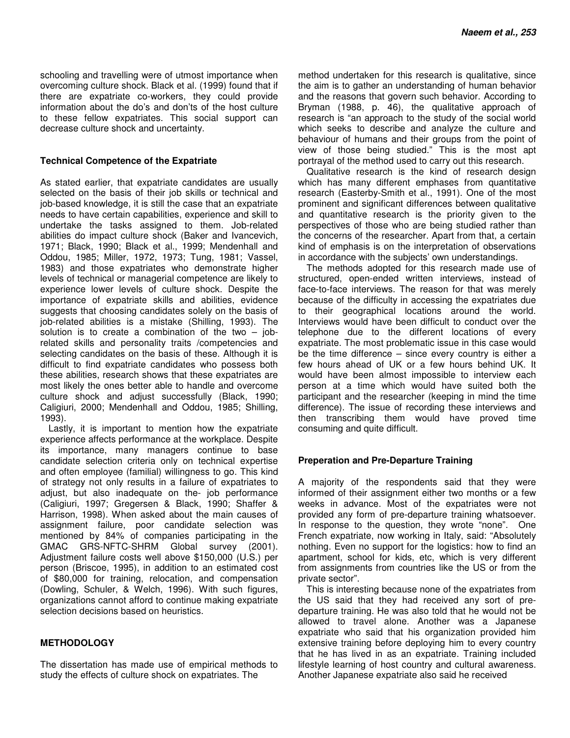schooling and travelling were of utmost importance when overcoming culture shock. Black et al. (1999) found that if there are expatriate co-workers, they could provide information about the do's and don'ts of the host culture to these fellow expatriates. This social support can decrease culture shock and uncertainty.

### Technical Competence of the Expatriate

As stated earlier, that expatriate candidates are usually selected on the basis of their job skills or technical and job-based knowledge, it is still the case that an expatriate needs to have certain capabilities, experience and skill to undertake the tasks assigned to them. Job-related abilities do impact culture shock (Baker and Ivancevich, 1971; Black, 1990; Black et al., 1999; Mendenhall and Oddou, 1985; Miller, 1972, 1973; Tung, 1981; Vassel, 1983) and those expatriates who demonstrate higher levels of technical or managerial competence are likely to experience lower levels of culture shock. Despite the importance of expatriate skills and abilities, evidence suggests that choosing candidates solely on the basis of job-related abilities is a mistake (Shilling, 1993). The solution is to create a combination of the two – job-related skills and personality traits /competencies and selecting candidates on the basis of these. Although it is difficult to find expatriate candidates who possess both these abilities, research shows that these expatriates are most likely the ones better able to handle and overcome culture shock and adjust successfully (Black, 1990; Caligiuri, 2000; Mendenhall and Oddou, 1985; Shilling, 1993).

Lastly, it is important to mention how the expatriate experience affects performance at the workplace. Despite its importance, many managers continue to base candidate selection criteria only on technical expertise and often employee (familial) willingness to go. This kind of strategy not only results in a failure of expatriates to adjust, but also inadequate on the- job performance (Caligiuri, 1997; Gregersen & Black, 1990; Shaffer & Harrison, 1998). When asked about the main causes of assignment failure, poor candidate selection was mentioned by 84% of companies participating in the GMAC GRS-NFTC-SHRM Global survey (2001). Adjustment failure costs well above $150,000 (U.S.) per person (Briscoe, 1995), in addition to an estimated cost of $80,000 for training, relocation, and compensation (Dowling, Schuler, & Welch, 1996). With such figures, organizations cannot afford to continue making expatriate selection decisions based on heuristics.

## METHODOLOGY

The dissertation has made use of empirical methods to study the effects of culture shock on expatriates. The method undertaken for this research is qualitative, since the aim is to gather an understanding of human behavior and the reasons that govern such behavior. According to Bryman (1988, p. 46), the qualitative approach of research is "an approach to the study of the social world which seeks to describe and analyze the culture and behaviour of humans and their groups from the point of view of those being studied." This is the most apt portrayal of the method used to carry out this research.

Qualitative research is the kind of research design which has many different emphases from quantitative research (Easterby-Smith et al., 1991). One of the most prominent and significant differences between qualitative and quantitative research is the priority given to the perspectives of those who are being studied rather than the concerns of the researcher. Apart from that, a certain kind of emphasis is on the interpretation of observations in accordance with the subjects' own understandings.

The methods adopted for this research made use of structured, open-ended written interviews, instead of face-to-face interviews. The reason for that was merely because of the difficulty in accessing the expatriates due to their geographical locations around the world. Interviews would have been difficult to conduct over the telephone due to the different locations of every expatriate. The most problematic issue in this case would be the time difference – since every country is either a few hours ahead of UK or a few hours behind UK. It would have been almost impossible to interview each person at a time which would have suited both the participant and the researcher (keeping in mind the time difference). The issue of recording these interviews and then transcribing them would have proved time consuming and quite difficult.

### Preperation and Pre-Departure Training

A majority of the respondents said that they were informed of their assignment either two months or a few weeks in advance. Most of the expatriates were not provided any form of pre-departure training whatsoever. In response to the question, they wrote "none". One French expatriate, now working in Italy, said: "Absolutely nothing. Even no support for the logistics: how to find an apartment, school for kids, etc, which is very different from assignments from countries like the US or from the private sector".

This is interesting because none of the expatriates from the US said that they had received any sort of pre-departure training. He was also told that he would not be allowed to travel alone. Another was a Japanese expatriate who said that his organization provided him extensive training before deploying him to every country that he has lived in as an expatriate. Training included lifestyle learning of host country and cultural awareness. Another Japanese expatriate also said he received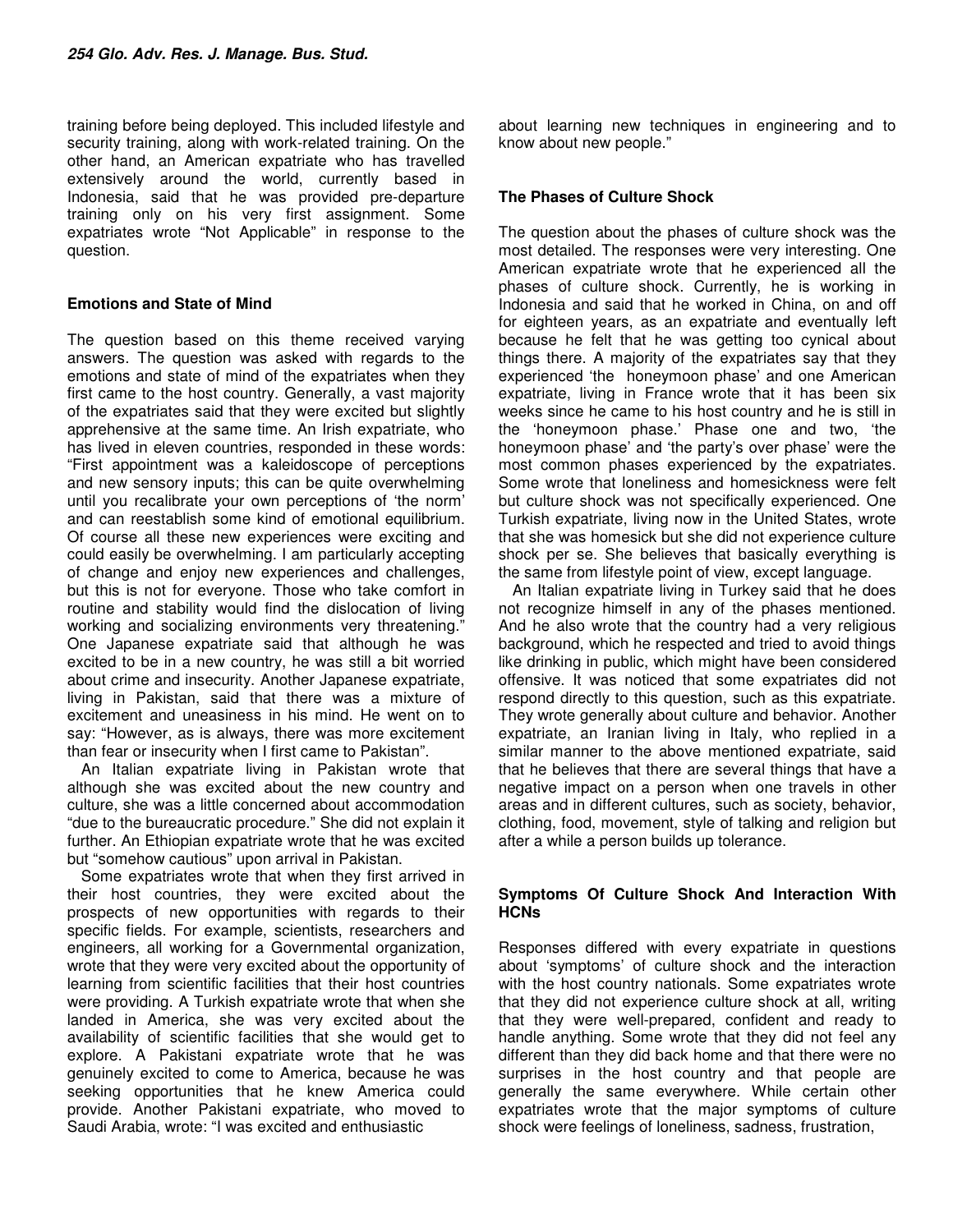training before being deployed. This included lifestyle and security training, along with work-related training. On the other hand, an American expatriate who has travelled extensively around the world, currently based in Indonesia, said that he was provided pre-departure training only on his very first assignment. Some expatriates wrote "Not Applicable" in response to the question.

### Emotions and State of Mind

The question based on this theme received varying answers. The question was asked with regards to the emotions and state of mind of the expatriates when they first came to the host country. Generally, a vast majority of the expatriates said that they were excited but slightly apprehensive at the same time. An Irish expatriate, who has lived in eleven countries, responded in these words: "First appointment was a kaleidoscope of perceptions and new sensory inputs; this can be quite overwhelming until you recalibrate your own perceptions of 'the norm' and can reestablish some kind of emotional equilibrium. Of course all these new experiences were exciting and could easily be overwhelming. I am particularly accepting of change and enjoy new experiences and challenges, but this is not for everyone. Those who take comfort in routine and stability would find the dislocation of living working and socializing environments very threatening." One Japanese expatriate said that although he was excited to be in a new country, he was still a bit worried about crime and insecurity. Another Japanese expatriate, living in Pakistan, said that there was a mixture of excitement and uneasiness in his mind. He went on to say: "However, as is always, there was more excitement than fear or insecurity when I first came to Pakistan".

An Italian expatriate living in Pakistan wrote that although she was excited about the new country and culture, she was a little concerned about accommodation "due to the bureaucratic procedure." She did not explain it further. An Ethiopian expatriate wrote that he was excited but "somehow cautious" upon arrival in Pakistan.

Some expatriates wrote that when they first arrived in their host countries, they were excited about the prospects of new opportunities with regards to their specific fields. For example, scientists, researchers and engineers, all working for a Governmental organization, wrote that they were very excited about the opportunity of learning from scientific facilities that their host countries were providing. A Turkish expatriate wrote that when she landed in America, she was very excited about the availability of scientific facilities that she would get to explore. A Pakistani expatriate wrote that he was genuinely excited to come to America, because he was seeking opportunities that he knew America could provide. Another Pakistani expatriate, who moved to Saudi Arabia, wrote: "I was excited and enthusiastic about learning new techniques in engineering and to know about new people."

### The Phases of Culture Shock

The question about the phases of culture shock was the most detailed. The responses were very interesting. One American expatriate wrote that he experienced all the phases of culture shock. Currently, he is working in Indonesia and said that he worked in China, on and off for eighteen years, as an expatriate and eventually left because he felt that he was getting too cynical about things there. A majority of the expatriates say that they experienced 'the honeymoon phase' and one American expatriate, living in France wrote that it has been six weeks since he came to his host country and he is still in the 'honeymoon phase.' Phase one and two, 'the honeymoon phase' and 'the party's over phase' were the most common phases experienced by the expatriates. Some wrote that loneliness and homesickness were felt but culture shock was not specifically experienced. One Turkish expatriate, living now in the United States, wrote that she was homesick but she did not experience culture shock per se. She believes that basically everything is the same from lifestyle point of view, except language.

An Italian expatriate living in Turkey said that he does not recognize himself in any of the phases mentioned. And he also wrote that the country had a very religious background, which he respected and tried to avoid things like drinking in public, which might have been considered offensive. It was noticed that some expatriates did not respond directly to this question, such as this expatriate. They wrote generally about culture and behavior. Another expatriate, an Iranian living in Italy, who replied in a similar manner to the above mentioned expatriate, said that he believes that there are several things that have a negative impact on a person when one travels in other areas and in different cultures, such as society, behavior, clothing, food, movement, style of talking and religion but after a while a person builds up tolerance.

### Symptoms Of Culture Shock And Interaction With HCNs

Responses differed with every expatriate in questions about 'symptoms' of culture shock and the interaction with the host country nationals. Some expatriates wrote that they did not experience culture shock at all, writing that they were well-prepared, confident and ready to handle anything. Some wrote that they did not feel any different than they did back home and that there were no surprises in the host country and that people are generally the same everywhere. While certain other expatriates wrote that the major symptoms of culture shock were feelings of loneliness, sadness, frustration,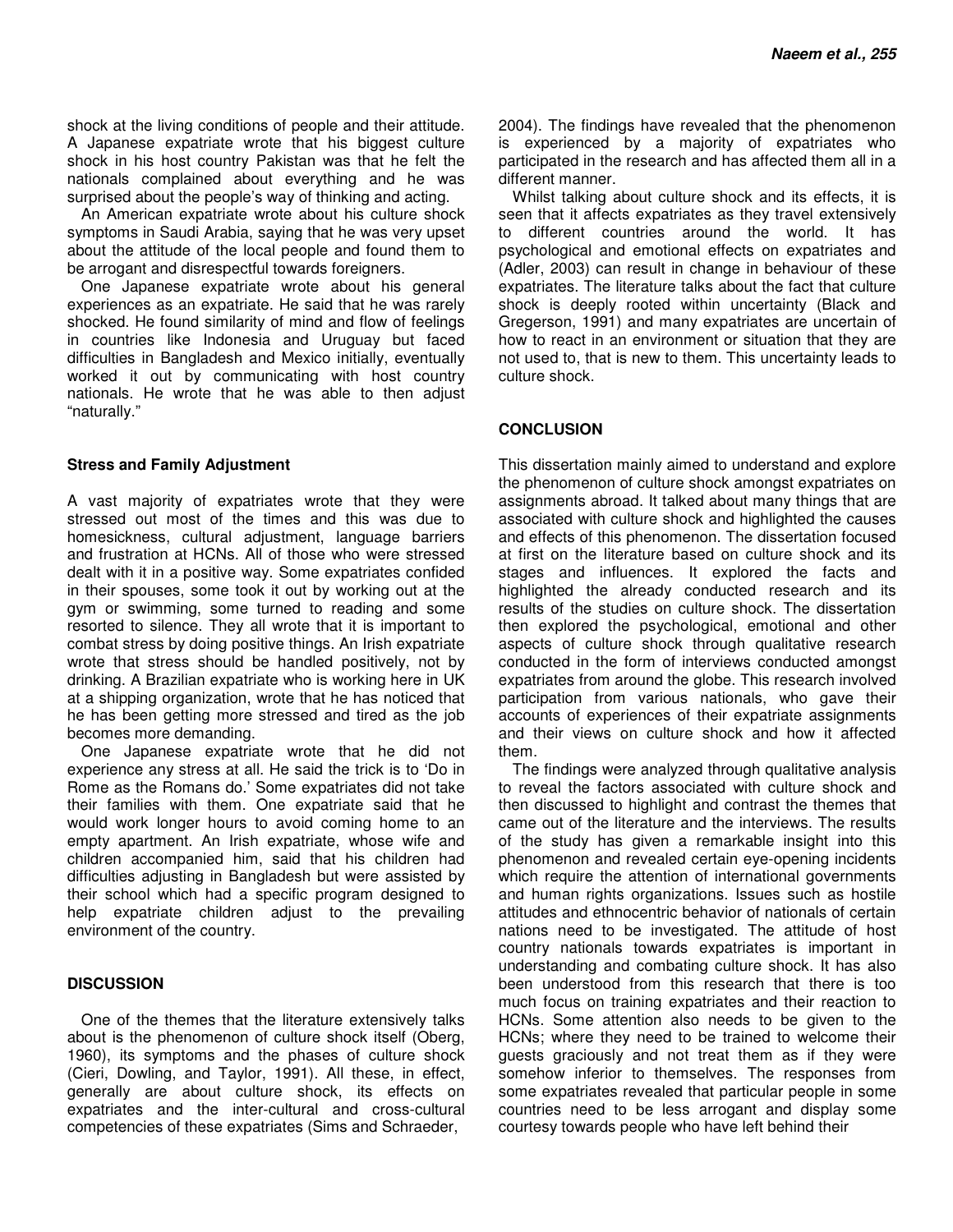shock at the living conditions of people and their attitude. A Japanese expatriate wrote that his biggest culture shock in his host country Pakistan was that he felt the nationals complained about everything and he was surprised about the people's way of thinking and acting.

An American expatriate wrote about his culture shock symptoms in Saudi Arabia, saying that he was very upset about the attitude of the local people and found them to be arrogant and disrespectful towards foreigners.

One Japanese expatriate wrote about his general experiences as an expatriate. He said that he was rarely shocked. He found similarity of mind and flow of feelings in countries like Indonesia and Uruguay but faced difficulties in Bangladesh and Mexico initially, eventually worked it out by communicating with host country nationals. He wrote that he was able to then adjust "naturally."

### Stress and Family Adjustment

A vast majority of expatriates wrote that they were stressed out most of the times and this was due to homesickness, cultural adjustment, language barriers and frustration at HCNs. All of those who were stressed dealt with it in a positive way. Some expatriates confided in their spouses, some took it out by working out at the gym or swimming, some turned to reading and some resorted to silence. They all wrote that it is important to combat stress by doing positive things. An Irish expatriate wrote that stress should be handled positively, not by drinking. A Brazilian expatriate who is working here in UK at a shipping organization, wrote that he has noticed that he has been getting more stressed and tired as the job becomes more demanding.

One Japanese expatriate wrote that he did not experience any stress at all. He said the trick is to 'Do in Rome as the Romans do.' Some expatriates did not take their families with them. One expatriate said that he would work longer hours to avoid coming home to an empty apartment. An Irish expatriate, whose wife and children accompanied him, said that his children had difficulties adjusting in Bangladesh but were assisted by their school which had a specific program designed to help expatriate children adjust to the prevailing environment of the country.

## DISCUSSION

One of the themes that the literature extensively talks about is the phenomenon of culture shock itself (Oberg, 1960), its symptoms and the phases of culture shock (Cieri, Dowling, and Taylor, 1991). All these, in effect, generally are about culture shock, its effects on expatriates and the inter-cultural and cross-cultural competencies of these expatriates (Sims and Schraeder, 2004). The findings have revealed that the phenomenon is experienced by a majority of expatriates who participated in the research and has affected them all in a different manner.

Whilst talking about culture shock and its effects, it is seen that it affects expatriates as they travel extensively to different countries around the world. It has psychological and emotional effects on expatriates and (Adler, 2003) can result in change in behaviour of these expatriates. The literature talks about the fact that culture shock is deeply rooted within uncertainty (Black and Gregerson, 1991) and many expatriates are uncertain of how to react in an environment or situation that they are not used to, that is new to them. This uncertainty leads to culture shock.

## CONCLUSION

This dissertation mainly aimed to understand and explore the phenomenon of culture shock amongst expatriates on assignments abroad. It talked about many things that are associated with culture shock and highlighted the causes and effects of this phenomenon. The dissertation focused at first on the literature based on culture shock and its stages and influences. It explored the facts and highlighted the already conducted research and its results of the studies on culture shock. The dissertation then explored the psychological, emotional and other aspects of culture shock through qualitative research conducted in the form of interviews conducted amongst expatriates from around the globe. This research involved participation from various nationals, who gave their accounts of experiences of their expatriate assignments and their views on culture shock and how it affected them.

The findings were analyzed through qualitative analysis to reveal the factors associated with culture shock and then discussed to highlight and contrast the themes that came out of the literature and the interviews. The results of the study has given a remarkable insight into this phenomenon and revealed certain eye-opening incidents which require the attention of international governments and human rights organizations. Issues such as hostile attitudes and ethnocentric behavior of nationals of certain nations need to be investigated. The attitude of host country nationals towards expatriates is important in understanding and combating culture shock. It has also been understood from this research that there is too much focus on training expatriates and their reaction to HCNs. Some attention also needs to be given to the HCNs; where they need to be trained to welcome their guests graciously and not treat them as if they were somehow inferior to themselves. The responses from some expatriates revealed that particular people in some countries need to be less arrogant and display some courtesy towards people who have left behind their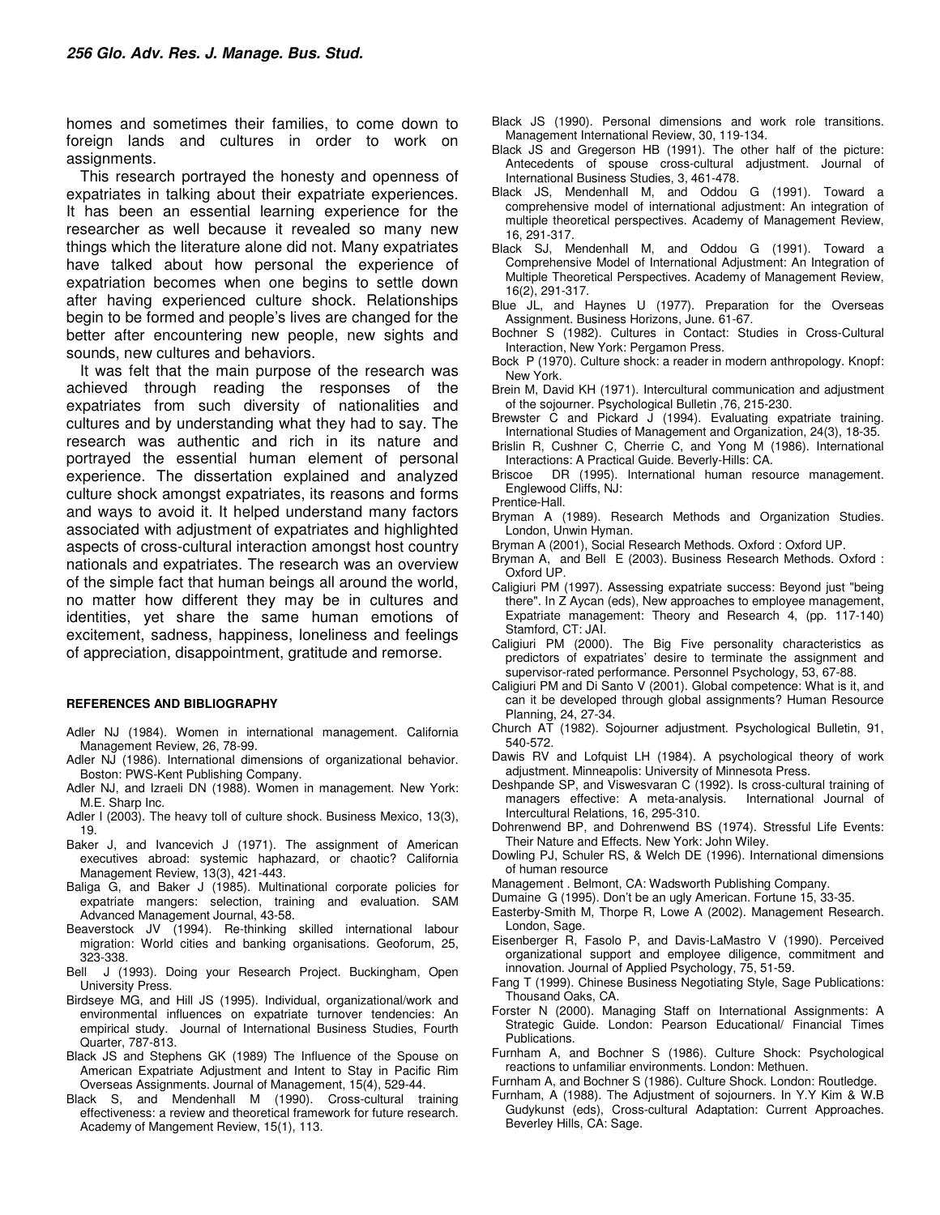homes and sometimes their families, to come down to foreign lands and cultures in order to work on assignments.

This research portrayed the honesty and openness of expatriates in talking about their expatriate experiences. It has been an essential learning experience for the researcher as well because it revealed so many new things which the literature alone did not. Many expatriates have talked about how personal the experience of expatriation becomes when one begins to settle down after having experienced culture shock. Relationships begin to be formed and people's lives are changed for the better after encountering new people, new sights and sounds, new cultures and behaviors.

It was felt that the main purpose of the research was achieved through reading the responses of the expatriates from such diversity of nationalities and cultures and by understanding what they had to say. The research was authentic and rich in its nature and portrayed the essential human element of personal experience. The dissertation explained and analyzed culture shock amongst expatriates, its reasons and forms and ways to avoid it. It helped understand many factors associated with adjustment of expatriates and highlighted aspects of cross-cultural interaction amongst host country nationals and expatriates. The research was an overview of the simple fact that human beings all around the world, no matter how different they may be in cultures and identities, yet share the same human emotions of excitement, sadness, happiness, loneliness and feelings of appreciation, disappointment, gratitude and remorse.

## REFERENCES AND BIBLIOGRAPHY

Adler NJ (1984). Women in international management. California Management Review, 26, 78-99.

Adler NJ (1986). International dimensions of organizational behavior. Boston: PWS-Kent Publishing Company.

Adler NJ, and Izraeli DN (1988). Women in management. New York: M.E. Sharp Inc.

Adler I (2003). The heavy toll of culture shock. Business Mexico, 13(3), 19.

Baker J, and Ivancevich J (1971). The assignment of American executives abroad: systemic haphazard, or chaotic? California Management Review, 13(3), 421-443.

Baliga G, and Baker J (1985). Multinational corporate policies for expatriate mangers: selection, training and evaluation. SAM Advanced Management Journal, 43-58.

Beaverstock JV (1994). Re-thinking skilled international labour migration: World cities and banking organisations. Geoforum, 25, 323-338.

Bell J (1993). Doing your Research Project. Buckingham, Open University Press.

Birdseye MG, and Hill JS (1995). Individual, organizational/work and environmental influences on expatriate turnover tendencies: An empirical study. Journal of International Business Studies, Fourth Quarter, 787-813.

Black JS and Stephens GK (1989) The Influence of the Spouse on American Expatriate Adjustment and Intent to Stay in Pacific Rim Overseas Assignments. Journal of Management, 15(4), 529-44.

Black S, and Mendenhall M (1990). Cross-cultural training effectiveness: a review and theoretical framework for future research. Academy of Mangement Review, 15(1), 113.

Black JS (1990). Personal dimensions and work role transitions. Management International Review, 30, 119-134.

Black JS and Gregerson HB (1991). The other half of the picture: Antecedents of spouse cross-cultural adjustment. Journal of International Business Studies, 3, 461-478.

Black JS, Mendenhall M, and Oddou G (1991). Toward a comprehensive model of international adjustment: An integration of multiple theoretical perspectives. Academy of Management Review, 16, 291-317.

Black SJ, Mendenhall M, and Oddou G (1991). Toward a Comprehensive Model of International Adjustment: An Integration of Multiple Theoretical Perspectives. Academy of Management Review, 16(2), 291-317.

Blue JL, and Haynes U (1977). Preparation for the Overseas Assignment. Business Horizons, June. 61-67.

Bochner S (1982). Cultures in Contact: Studies in Cross-Cultural Interaction, New York: Pergamon Press.

Bock P (1970). Culture shock: a reader in modern anthropology. Knopf: New York.

Brein M, David KH (1971). Intercultural communication and adjustment of the sojourner. Psychological Bulletin ,76, 215-230.

Brewster C and Pickard J (1994). Evaluating expatriate training. International Studies of Management and Organization, 24(3), 18-35.

Brislin R, Cushner C, Cherrie C, and Yong M (1986). International Interactions: A Practical Guide. Beverly-Hills: CA.

Briscoe DR (1995). International human resource management. Englewood Cliffs, NJ:

Prentice-Hall.

Bryman A (1989). Research Methods and Organization Studies. London, Unwin Hyman.

Bryman A (2001), Social Research Methods. Oxford : Oxford UP.

Bryman A, and Bell E (2003). Business Research Methods. Oxford : Oxford UP.

Caligiuri PM (1997). Assessing expatriate success: Beyond just "being there". In Z Aycan (eds), New approaches to employee management, Expatriate management: Theory and Research 4, (pp. 117-140) Stamford, CT: JAI.

Caligiuri PM (2000). The Big Five personality characteristics as predictors of expatriates' desire to terminate the assignment and supervisor-rated performance. Personnel Psychology, 53, 67-88.

Caligiuri PM and Di Santo V (2001). Global competence: What is it, and can it be developed through global assignments? Human Resource Planning, 24, 27-34.

Church AT (1982). Sojourner adjustment. Psychological Bulletin, 91, 540-572.

Dawis RV and Lofquist LH (1984). A psychological theory of work adjustment. Minneapolis: University of Minnesota Press.

Deshpande SP, and Viswesvaran C (1992). Is cross-cultural training of managers effective: A meta-analysis. International Journal of Intercultural Relations, 16, 295-310.

Dohrenwend BP, and Dohrenwend BS (1974). Stressful Life Events: Their Nature and Effects. New York: John Wiley.

Dowling PJ, Schuler RS, & Welch DE (1996). International dimensions of human resource

Management . Belmont, CA: Wadsworth Publishing Company.

Dumaine G (1995). Don't be an ugly American. Fortune 15, 33-35.

Easterby-Smith M, Thorpe R, Lowe A (2002). Management Research. London, Sage.

Eisenberger R, Fasolo P, and Davis-LaMastro V (1990). Perceived organizational support and employee diligence, commitment and innovation. Journal of Applied Psychology, 75, 51-59.

Fang T (1999). Chinese Business Negotiating Style, Sage Publications: Thousand Oaks, CA.

Forster N (2000). Managing Staff on International Assignments: A Strategic Guide. London: Pearson Educational/ Financial Times Publications.

Furnham A, and Bochner S (1986). Culture Shock: Psychological reactions to unfamiliar environments. London: Methuen.

Furnham A, and Bochner S (1986). Culture Shock. London: Routledge.

Furnham, A (1988). The Adjustment of sojourners. In Y.Y Kim & W.B Gudykunst (eds), Cross-cultural Adaptation: Current Approaches. Beverley Hills, CA: Sage.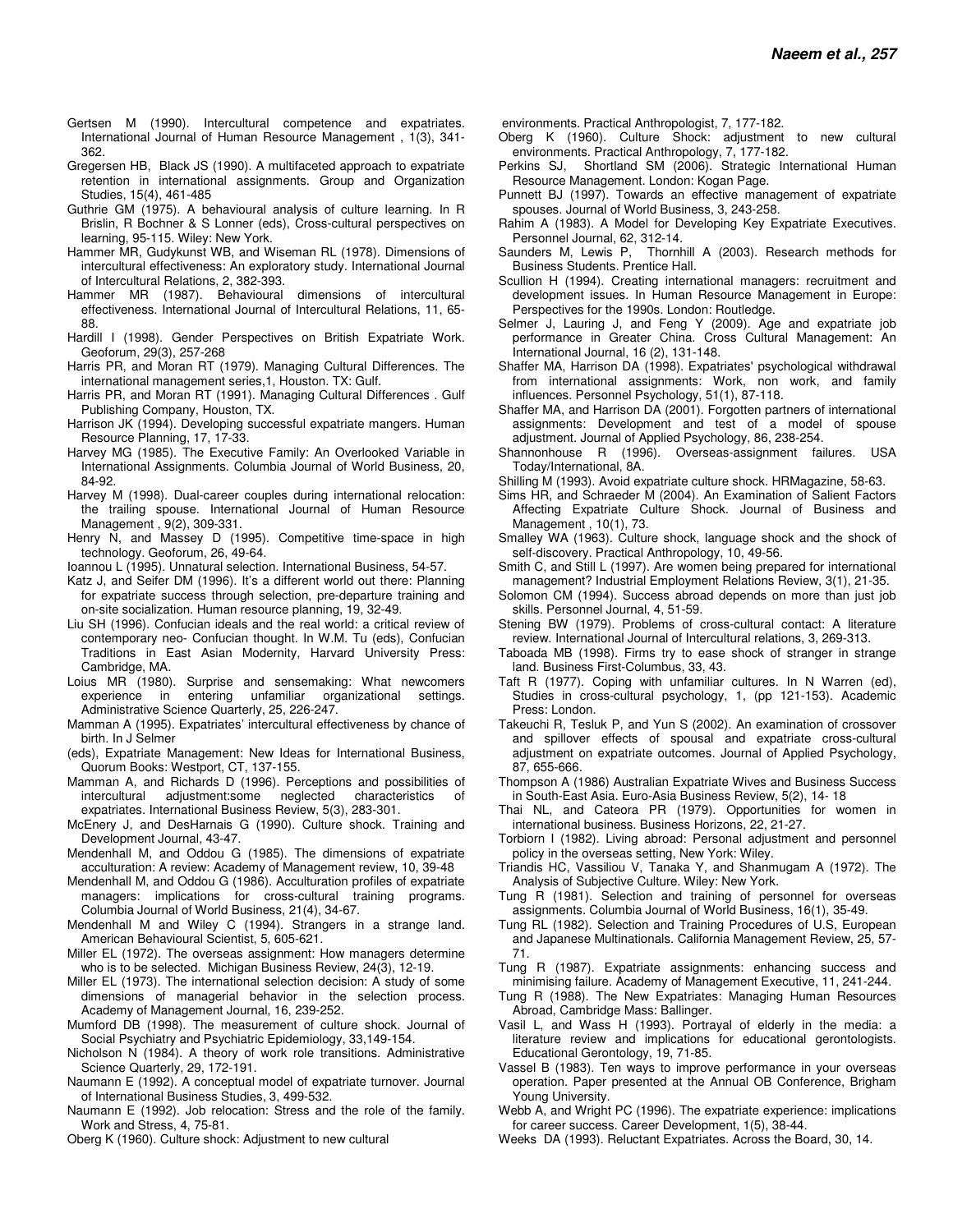Gertsen M (1990). Intercultural competence and expatriates. International Journal of Human Resource Management , 1(3), 341-362.

Gregersen HB, Black JS (1990). A multifaceted approach to expatriate retention in international assignments. Group and Organization Studies, 15(4), 461-485

Guthrie GM (1975). A behavioural analysis of culture learning. In R Brislin, R Bochner & S Lonner (eds), Cross-cultural perspectives on learning, 95-115. Wiley: New York.

Hammer MR, Gudykunst WB, and Wiseman RL (1978). Dimensions of intercultural effectiveness: An exploratory study. International Journal of Intercultural Relations, 2, 382-393.

Hammer MR (1987). Behavioural dimensions of intercultural effectiveness. International Journal of Intercultural Relations, 11, 65-88.

Hardill I (1998). Gender Perspectives on British Expatriate Work. Geoforum, 29(3), 257-268

Harris PR, and Moran RT (1979). Managing Cultural Differences. The international management series,1, Houston. TX: Gulf.

Harris PR, and Moran RT (1991). Managing Cultural Differences . Gulf Publishing Company, Houston, TX.

Harrison JK (1994). Developing successful expatriate mangers. Human Resource Planning, 17, 17-33.

Harvey MG (1985). The Executive Family: An Overlooked Variable in International Assignments. Columbia Journal of World Business, 20, 84-92.

Harvey M (1998). Dual-career couples during international relocation: the trailing spouse. International Journal of Human Resource Management , 9(2), 309-331.

Henry N, and Massey D (1995). Competitive time-space in high technology. Geoforum, 26, 49-64.

Ioannou L (1995). Unnatural selection. International Business, 54-57.

Katz J, and Seifer DM (1996). It's a different world out there: Planning for expatriate success through selection, pre-departure training and on-site socialization. Human resource planning, 19, 32-49.

Liu SH (1996). Confucian ideals and the real world: a critical review of contemporary neo- Confucian thought. In W.M. Tu (eds), Confucian Traditions in East Asian Modernity, Harvard University Press: Cambridge, MA.

Loius MR (1980). Surprise and sensemaking: What newcomers experience in entering unfamiliar organizational settings. Administrative Science Quarterly, 25, 226-247.

Mamman A (1995). Expatriates' intercultural effectiveness by chance of birth. In J Selmer

(eds), Expatriate Management: New Ideas for International Business, Quorum Books: Westport, CT, 137-155.

Mamman A, and Richards D (1996). Perceptions and possibilities of intercultural adjustment:some neglected characteristics of expatriates. International Business Review, 5(3), 283-301.

McEnery J, and DesHarnais G (1990). Culture shock. Training and Development Journal, 43-47.

Mendenhall M, and Oddou G (1985). The dimensions of expatriate acculturation: A review: Academy of Management review, 10, 39-48

Mendenhall M, and Oddou G (1986). Acculturation profiles of expatriate managers: implications for cross-cultural training programs. Columbia Journal of World Business, 21(4), 34-67.

Mendenhall M and Wiley C (1994). Strangers in a strange land. American Behavioural Scientist, 5, 605-621.

Miller EL (1972). The overseas assignment: How managers determine who is to be selected. Michigan Business Review, 24(3), 12-19.

Miller EL (1973). The international selection decision: A study of some dimensions of managerial behavior in the selection process. Academy of Management Journal, 16, 239-252.

Mumford DB (1998). The measurement of culture shock. Journal of Social Psychiatry and Psychiatric Epidemiology, 33,149-154.

Nicholson N (1984). A theory of work role transitions. Administrative Science Quarterly, 29, 172-191.

Naumann E (1992). A conceptual model of expatriate turnover. Journal of International Business Studies, 3, 499-532.

Naumann E (1992). Job relocation: Stress and the role of the family. Work and Stress, 4, 75-81.

Oberg K (1960). Culture shock: Adjustment to new cultural environments. Practical Anthropologist, 7, 177-182.

Oberg K (1960). Culture Shock: adjustment to new cultural environments. Practical Anthropology, 7, 177-182.

Perkins SJ, Shortland SM (2006). Strategic International Human Resource Management. London: Kogan Page.

Punnett BJ (1997). Towards an effective management of expatriate spouses. Journal of World Business, 3, 243-258.

Rahim A (1983). A Model for Developing Key Expatriate Executives. Personnel Journal, 62, 312-14.

Saunders M, Lewis P, Thornhill A (2003). Research methods for Business Students. Prentice Hall.

Scullion H (1994). Creating international managers: recruitment and development issues. In Human Resource Management in Europe: Perspectives for the 1990s. London: Routledge.

Selmer J, Lauring J, and Feng Y (2009). Age and expatriate job performance in Greater China. Cross Cultural Management: An International Journal, 16 (2), 131-148.

Shaffer MA, Harrison DA (1998). Expatriates' psychological withdrawal from international assignments: Work, non work, and family influences. Personnel Psychology, 51(1), 87-118.

Shaffer MA, and Harrison DA (2001). Forgotten partners of international assignments: Development and test of a model of spouse adjustment. Journal of Applied Psychology, 86, 238-254.

Shannonhouse R (1996). Overseas-assignment failures. USA Today/International, 8A.

Shilling M (1993). Avoid expatriate culture shock. HRMagazine, 58-63.

Sims HR, and Schraeder M (2004). An Examination of Salient Factors Affecting Expatriate Culture Shock. Journal of Business and Management , 10(1), 73.

Smalley WA (1963). Culture shock, language shock and the shock of self-discovery. Practical Anthropology, 10, 49-56.

Smith C, and Still L (1997). Are women being prepared for international management? Industrial Employment Relations Review, 3(1), 21-35.

Solomon CM (1994). Success abroad depends on more than just job skills. Personnel Journal, 4, 51-59.

Stening BW (1979). Problems of cross-cultural contact: A literature review. International Journal of Intercultural relations, 3, 269-313.

Taboada MB (1998). Firms try to ease shock of stranger in strange land. Business First-Columbus, 33, 43.

Taft R (1977). Coping with unfamiliar cultures. In N Warren (ed), Studies in cross-cultural psychology, 1, (pp 121-153). Academic Press: London.

Takeuchi R, Tesluk P, and Yun S (2002). An examination of crossover and spillover effects of spousal and expatriate cross-cultural adjustment on expatriate outcomes. Journal of Applied Psychology, 87, 655-666.

Thompson A (1986) Australian Expatriate Wives and Business Success in South-East Asia. Euro-Asia Business Review, 5(2), 14- 18

Thai NL, and Cateora PR (1979). Opportunities for women in international business. Business Horizons, 22, 21-27.

Torbiorn I (1982). Living abroad: Personal adjustment and personnel policy in the overseas setting, New York: Wiley.

Triandis HC, Vassiliou V, Tanaka Y, and Shanmugam A (1972). The Analysis of Subjective Culture. Wiley: New York.

Tung R (1981). Selection and training of personnel for overseas assignments. Columbia Journal of World Business, 16(1), 35-49.

Tung RL (1982). Selection and Training Procedures of U.S, European and Japanese Multinationals. California Management Review, 25, 57-71.

Tung R (1987). Expatriate assignments: enhancing success and minimising failure. Academy of Management Executive, 11, 241-244.

Tung R (1988). The New Expatriates: Managing Human Resources Abroad, Cambridge Mass: Ballinger.

Vasil L, and Wass H (1993). Portrayal of elderly in the media: a literature review and implications for educational gerontologists. Educational Gerontology, 19, 71-85.

Vassel B (1983). Ten ways to improve performance in your overseas operation. Paper presented at the Annual OB Conference, Brigham Young University.

Webb A, and Wright PC (1996). The expatriate experience: implications for career success. Career Development, 1(5), 38-44.

Weeks DA (1993). Reluctant Expatriates. Across the Board, 30, 14.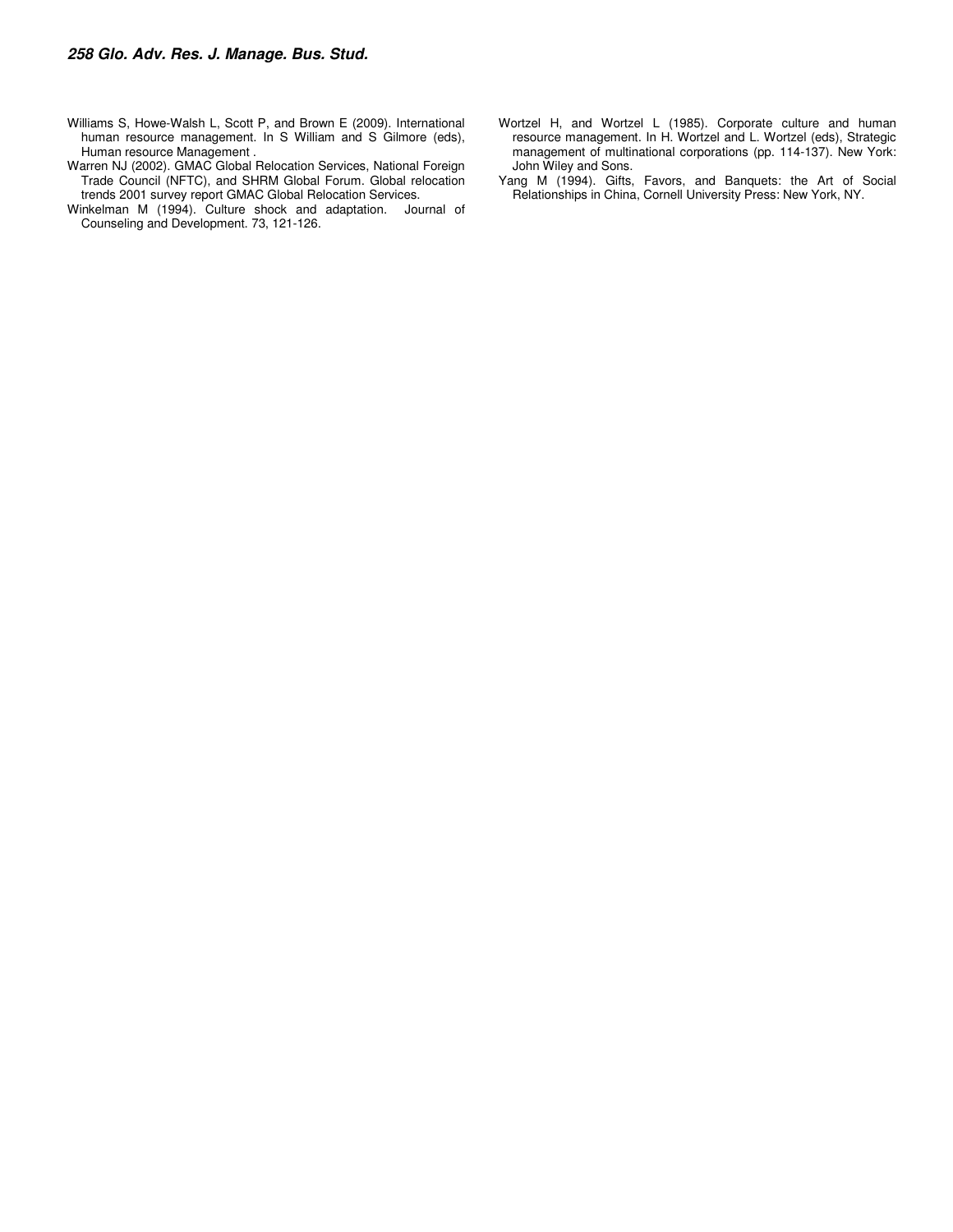Williams S, Howe-Walsh L, Scott P, and Brown E (2009). International human resource management. In S William and S Gilmore (eds), Human resource Management .

Warren NJ (2002). GMAC Global Relocation Services, National Foreign Trade Council (NFTC), and SHRM Global Forum. Global relocation trends 2001 survey report GMAC Global Relocation Services.

Winkelman M (1994). Culture shock and adaptation. Journal of Counseling and Development. 73, 121-126.

Wortzel H, and Wortzel L (1985). Corporate culture and human resource management. In H. Wortzel and L. Wortzel (eds), Strategic management of multinational corporations (pp. 114-137). New York: John Wiley and Sons.

Yang M (1994). Gifts, Favors, and Banquets: the Art of Social Relationships in China, Cornell University Press: New York, NY.